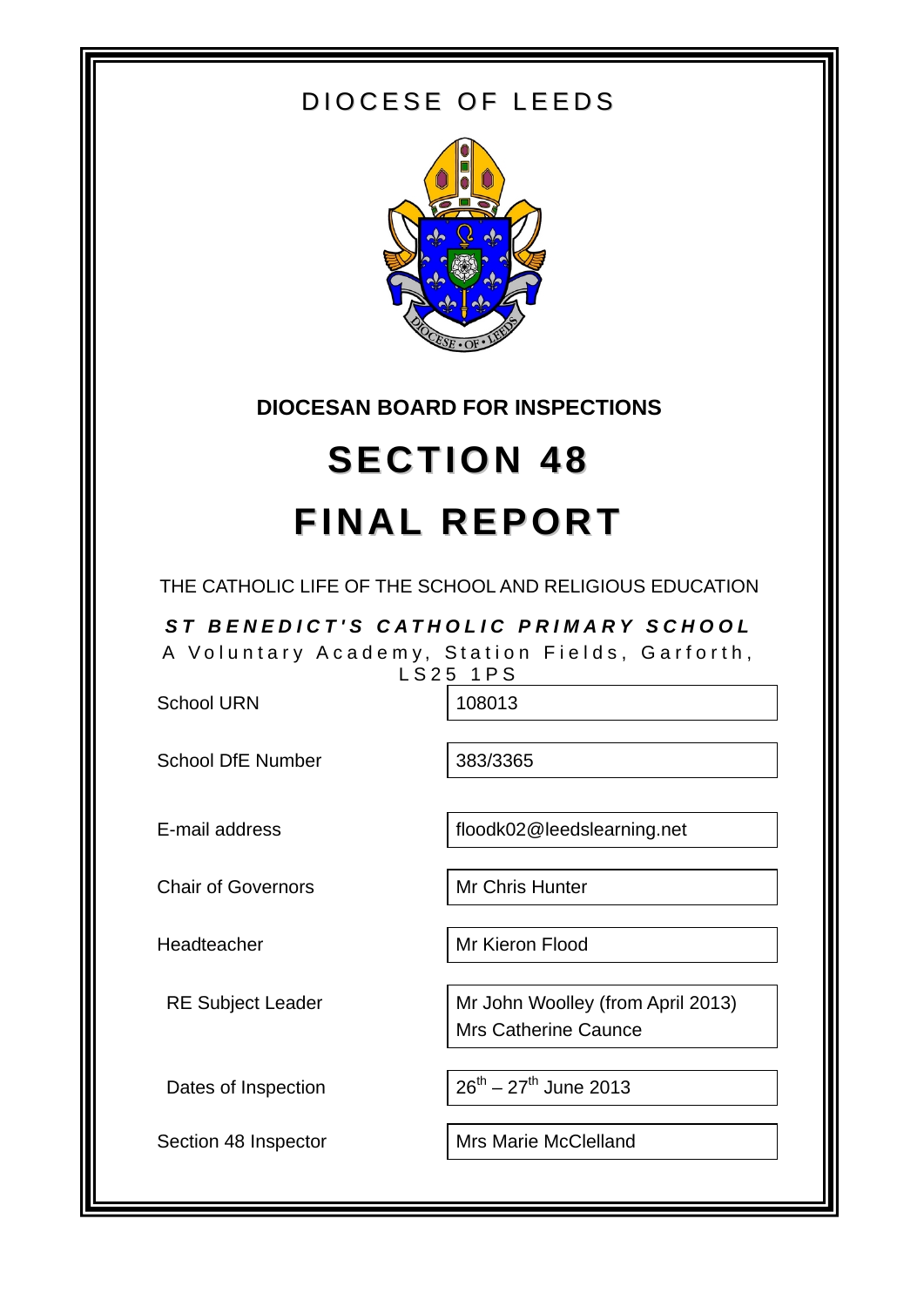DIOCESE OF LEEDS

**DIOCESAN BOARD FOR INSPECTIONS**

# SECTION 48

# FINAL REPORT

THE CATHOLIC LIFE OF THE SCHOOL AND RELIGIOUS EDUCATION

***ST BENEDICT'S CATHOLIC PRIMARY SCHOOL***

A Voluntary Academy, Station Fields, Garforth, LS25 1PS

| | |
|---|---|
| School URN | 108013 |
| School DfE Number | 383/3365 |
| E-mail address | floodk02@leedslearning.net |
| Chair of Governors | Mr Chris Hunter |
| Headteacher | Mr Kieron Flood |
| RE Subject Leader | Mr John Woolley (from April 2013)<br>Mrs Catherine Caunce |
| Dates of Inspection | 26th – 27th June 2013 |
| Section 48 Inspector | Mrs Marie McClelland |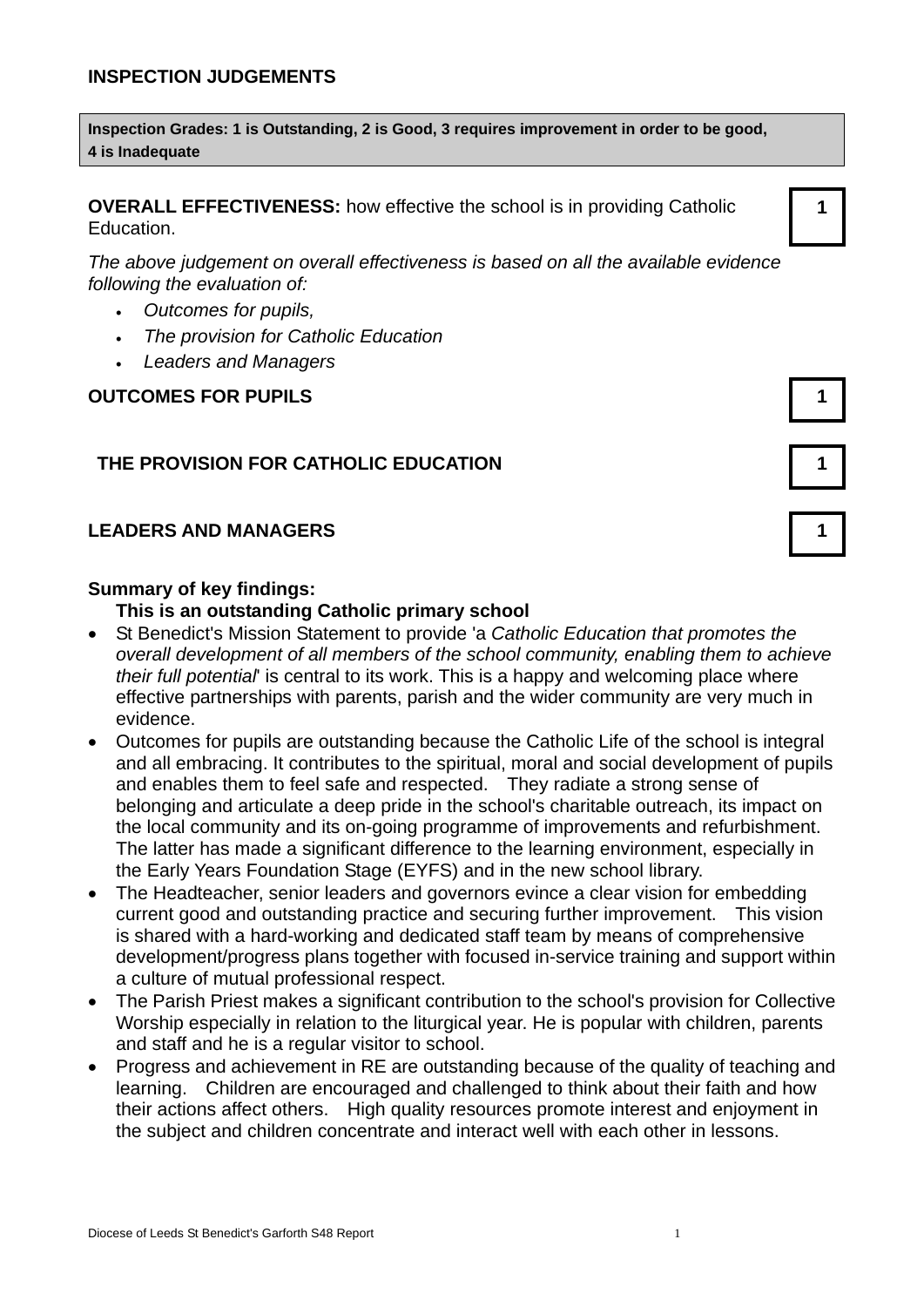## INSPECTION JUDGEMENTS

**Inspection Grades: 1 is Outstanding, 2 is Good, 3 requires improvement in order to be good, 4 is Inadequate**

| | |
|---|---|
| **OVERALL EFFECTIVENESS:** how effective the school is in providing Catholic Education. | 1 |

*The above judgement on overall effectiveness is based on all the available evidence following the evaluation of:*

- *Outcomes for pupils,*
- *The provision for Catholic Education*
- *Leaders and Managers*

| | |
|---|---|
| **OUTCOMES FOR PUPILS** | 1 |
| **THE PROVISION FOR CATHOLIC EDUCATION** | 1 |
| **LEADERS AND MANAGERS** | 1 |

**Summary of key findings:**

**This is an outstanding Catholic primary school**

- St Benedict's Mission Statement to provide 'a *Catholic Education that promotes the overall development of all members of the school community, enabling them to achieve their full potential*' is central to its work. This is a happy and welcoming place where effective partnerships with parents, parish and the wider community are very much in evidence.
- Outcomes for pupils are outstanding because the Catholic Life of the school is integral and all embracing. It contributes to the spiritual, moral and social development of pupils and enables them to feel safe and respected. They radiate a strong sense of belonging and articulate a deep pride in the school's charitable outreach, its impact on the local community and its on-going programme of improvements and refurbishment. The latter has made a significant difference to the learning environment, especially in the Early Years Foundation Stage (EYFS) and in the new school library.
- The Headteacher, senior leaders and governors evince a clear vision for embedding current good and outstanding practice and securing further improvement. This vision is shared with a hard-working and dedicated staff team by means of comprehensive development/progress plans together with focused in-service training and support within a culture of mutual professional respect.
- The Parish Priest makes a significant contribution to the school's provision for Collective Worship especially in relation to the liturgical year. He is popular with children, parents and staff and he is a regular visitor to school.
- Progress and achievement in RE are outstanding because of the quality of teaching and learning. Children are encouraged and challenged to think about their faith and how their actions affect others. High quality resources promote interest and enjoyment in the subject and children concentrate and interact well with each other in lessons.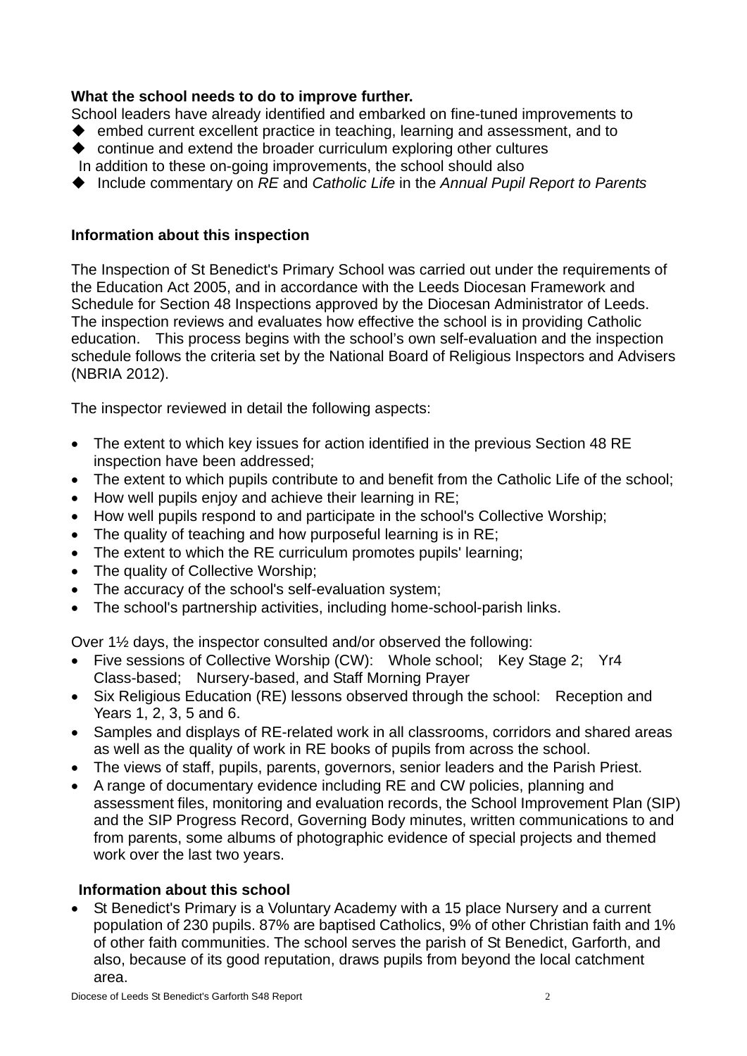**What the school needs to do to improve further.**

School leaders have already identified and embarked on fine-tuned improvements to

- embed current excellent practice in teaching, learning and assessment, and to
- continue and extend the broader curriculum exploring other cultures

In addition to these on-going improvements, the school should also

- Include commentary on *RE* and *Catholic Life* in the *Annual Pupil Report to Parents*

**Information about this inspection**

The Inspection of St Benedict's Primary School was carried out under the requirements of the Education Act 2005, and in accordance with the Leeds Diocesan Framework and Schedule for Section 48 Inspections approved by the Diocesan Administrator of Leeds. The inspection reviews and evaluates how effective the school is in providing Catholic education. This process begins with the school's own self-evaluation and the inspection schedule follows the criteria set by the National Board of Religious Inspectors and Advisers (NBRIA 2012).

The inspector reviewed in detail the following aspects:

- The extent to which key issues for action identified in the previous Section 48 RE inspection have been addressed;
- The extent to which pupils contribute to and benefit from the Catholic Life of the school;
- How well pupils enjoy and achieve their learning in RE;
- How well pupils respond to and participate in the school's Collective Worship;
- The quality of teaching and how purposeful learning is in RE;
- The extent to which the RE curriculum promotes pupils' learning;
- The quality of Collective Worship;
- The accuracy of the school's self-evaluation system;
- The school's partnership activities, including home-school-parish links.

Over 1½ days, the inspector consulted and/or observed the following:

- Five sessions of Collective Worship (CW): Whole school; Key Stage 2; Yr4 Class-based; Nursery-based, and Staff Morning Prayer
- Six Religious Education (RE) lessons observed through the school: Reception and Years 1, 2, 3, 5 and 6.
- Samples and displays of RE-related work in all classrooms, corridors and shared areas as well as the quality of work in RE books of pupils from across the school.
- The views of staff, pupils, parents, governors, senior leaders and the Parish Priest.
- A range of documentary evidence including RE and CW policies, planning and assessment files, monitoring and evaluation records, the School Improvement Plan (SIP) and the SIP Progress Record, Governing Body minutes, written communications to and from parents, some albums of photographic evidence of special projects and themed work over the last two years.

**Information about this school**

- St Benedict's Primary is a Voluntary Academy with a 15 place Nursery and a current population of 230 pupils. 87% are baptised Catholics, 9% of other Christian faith and 1% of other faith communities. The school serves the parish of St Benedict, Garforth, and also, because of its good reputation, draws pupils from beyond the local catchment area.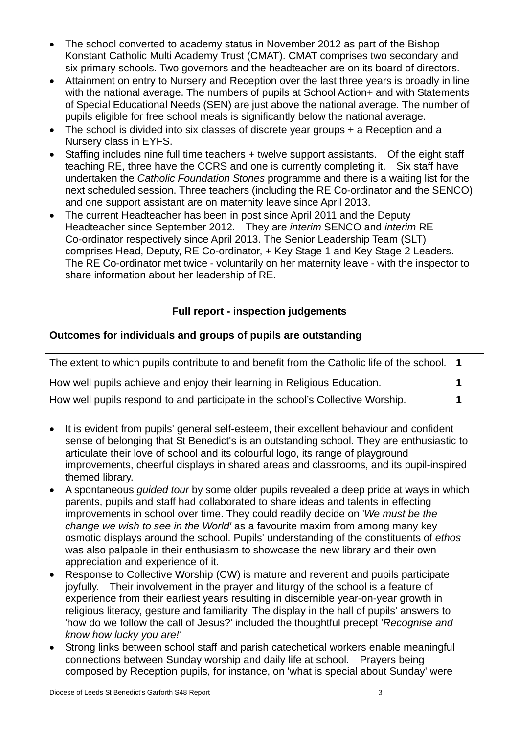- The school converted to academy status in November 2012 as part of the Bishop Konstant Catholic Multi Academy Trust (CMAT). CMAT comprises two secondary and six primary schools. Two governors and the headteacher are on its board of directors.
- Attainment on entry to Nursery and Reception over the last three years is broadly in line with the national average. The numbers of pupils at School Action+ and with Statements of Special Educational Needs (SEN) are just above the national average. The number of pupils eligible for free school meals is significantly below the national average.
- The school is divided into six classes of discrete year groups + a Reception and a Nursery class in EYFS.
- Staffing includes nine full time teachers + twelve support assistants. Of the eight staff teaching RE, three have the CCRS and one is currently completing it. Six staff have undertaken the *Catholic Foundation Stones* programme and there is a waiting list for the next scheduled session. Three teachers (including the RE Co-ordinator and the SENCO) and one support assistant are on maternity leave since April 2013.
- The current Headteacher has been in post since April 2011 and the Deputy Headteacher since September 2012. They are *interim* SENCO and *interim* RE Co-ordinator respectively since April 2013. The Senior Leadership Team (SLT) comprises Head, Deputy, RE Co-ordinator, + Key Stage 1 and Key Stage 2 Leaders. The RE Co-ordinator met twice - voluntarily on her maternity leave - with the inspector to share information about her leadership of RE.

## Full report - inspection judgements

### Outcomes for individuals and groups of pupils are outstanding

| | |
|---|---|
| The extent to which pupils contribute to and benefit from the Catholic life of the school. | **1** |
| How well pupils achieve and enjoy their learning in Religious Education. | **1** |
| How well pupils respond to and participate in the school's Collective Worship. | **1** |

- It is evident from pupils' general self-esteem, their excellent behaviour and confident sense of belonging that St Benedict's is an outstanding school. They are enthusiastic to articulate their love of school and its colourful logo, its range of playground improvements, cheerful displays in shared areas and classrooms, and its pupil-inspired themed library.
- A spontaneous *guided tour* by some older pupils revealed a deep pride at ways in which parents, pupils and staff had collaborated to share ideas and talents in effecting improvements in school over time. They could readily decide on '*We must be the change we wish to see in the World*' as a favourite maxim from among many key osmotic displays around the school. Pupils' understanding of the constituents of *ethos* was also palpable in their enthusiasm to showcase the new library and their own appreciation and experience of it.
- Response to Collective Worship (CW) is mature and reverent and pupils participate joyfully. Their involvement in the prayer and liturgy of the school is a feature of experience from their earliest years resulting in discernible year-on-year growth in religious literacy, gesture and familiarity. The display in the hall of pupils' answers to 'how do we follow the call of Jesus?' included the thoughtful precept '*Recognise and know how lucky you are!*'
- Strong links between school staff and parish catechetical workers enable meaningful connections between Sunday worship and daily life at school. Prayers being composed by Reception pupils, for instance, on 'what is special about Sunday' were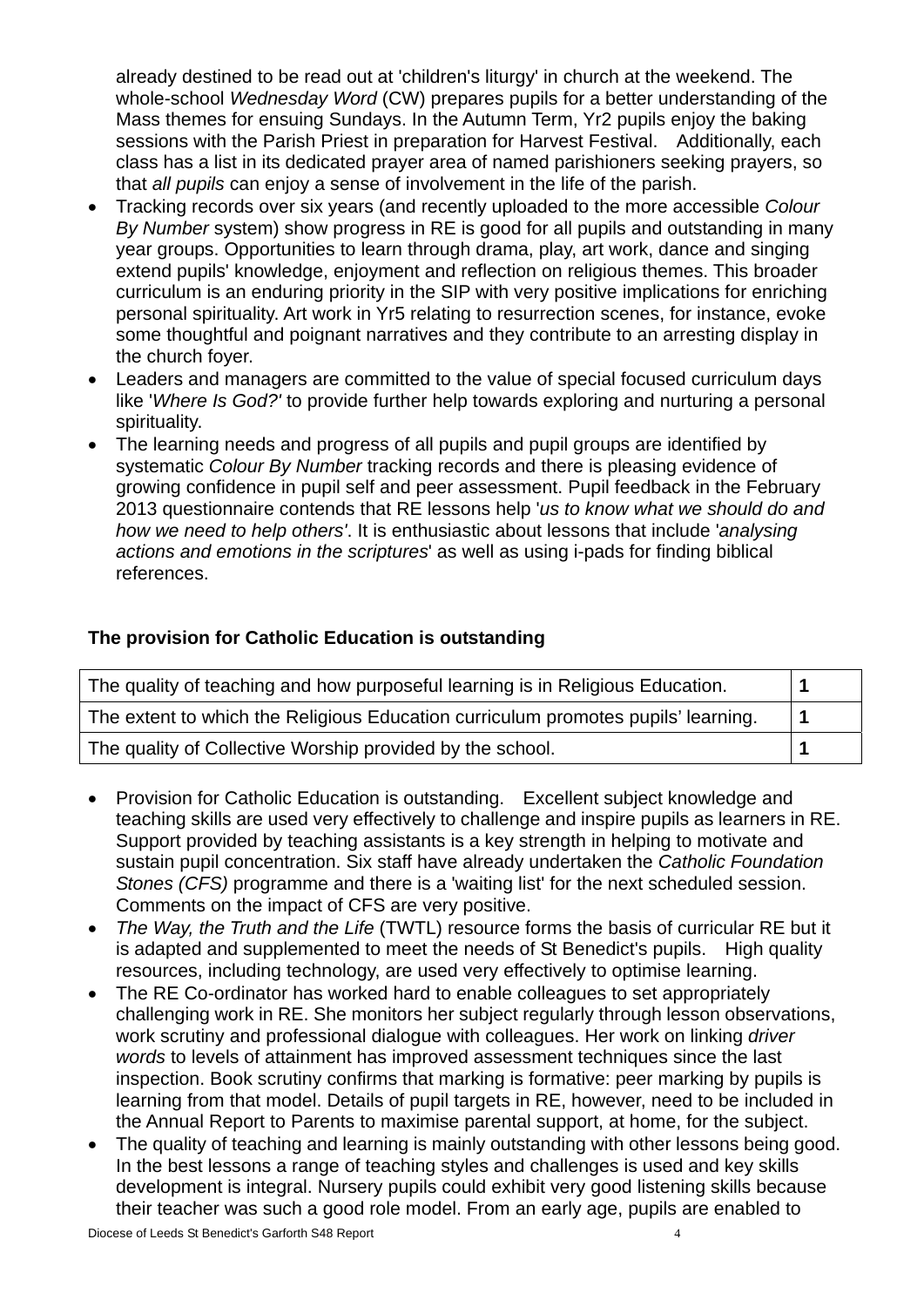already destined to be read out at 'children's liturgy' in church at the weekend. The whole-school *Wednesday Word* (CW) prepares pupils for a better understanding of the Mass themes for ensuing Sundays. In the Autumn Term, Yr2 pupils enjoy the baking sessions with the Parish Priest in preparation for Harvest Festival. Additionally, each class has a list in its dedicated prayer area of named parishioners seeking prayers, so that *all pupils* can enjoy a sense of involvement in the life of the parish.

- Tracking records over six years (and recently uploaded to the more accessible *Colour By Number* system) show progress in RE is good for all pupils and outstanding in many year groups. Opportunities to learn through drama, play, art work, dance and singing extend pupils' knowledge, enjoyment and reflection on religious themes. This broader curriculum is an enduring priority in the SIP with very positive implications for enriching personal spirituality. Art work in Yr5 relating to resurrection scenes, for instance, evoke some thoughtful and poignant narratives and they contribute to an arresting display in the church foyer.
- Leaders and managers are committed to the value of special focused curriculum days like '*Where Is God?'* to provide further help towards exploring and nurturing a personal spirituality.
- The learning needs and progress of all pupils and pupil groups are identified by systematic *Colour By Number* tracking records and there is pleasing evidence of growing confidence in pupil self and peer assessment. Pupil feedback in the February 2013 questionnaire contends that RE lessons help '*us to know what we should do and how we need to help others'*. It is enthusiastic about lessons that include '*analysing actions and emotions in the scriptures*' as well as using i-pads for finding biblical references.

**The provision for Catholic Education is outstanding**

| | |
|---|---|
| The quality of teaching and how purposeful learning is in Religious Education. | **1** |
| The extent to which the Religious Education curriculum promotes pupils' learning. | **1** |
| The quality of Collective Worship provided by the school. | **1** |

- Provision for Catholic Education is outstanding. Excellent subject knowledge and teaching skills are used very effectively to challenge and inspire pupils as learners in RE. Support provided by teaching assistants is a key strength in helping to motivate and sustain pupil concentration. Six staff have already undertaken the *Catholic Foundation Stones (CFS)* programme and there is a 'waiting list' for the next scheduled session. Comments on the impact of CFS are very positive.
- *The Way, the Truth and the Life* (TWTL) resource forms the basis of curricular RE but it is adapted and supplemented to meet the needs of St Benedict's pupils. High quality resources, including technology, are used very effectively to optimise learning.
- The RE Co-ordinator has worked hard to enable colleagues to set appropriately challenging work in RE. She monitors her subject regularly through lesson observations, work scrutiny and professional dialogue with colleagues. Her work on linking *driver words* to levels of attainment has improved assessment techniques since the last inspection. Book scrutiny confirms that marking is formative: peer marking by pupils is learning from that model. Details of pupil targets in RE, however, need to be included in the Annual Report to Parents to maximise parental support, at home, for the subject.
- The quality of teaching and learning is mainly outstanding with other lessons being good. In the best lessons a range of teaching styles and challenges is used and key skills development is integral. Nursery pupils could exhibit very good listening skills because their teacher was such a good role model. From an early age, pupils are enabled to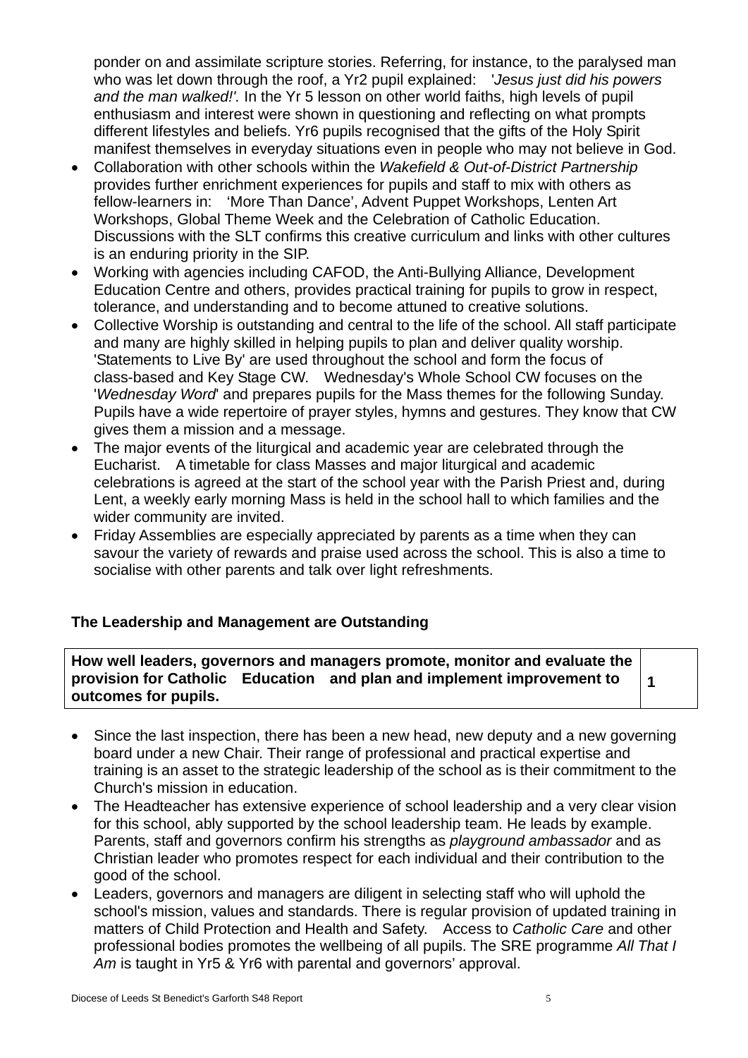ponder on and assimilate scripture stories. Referring, for instance, to the paralysed man who was let down through the roof, a Yr2 pupil explained: '*Jesus just did his powers and the man walked!'.* In the Yr 5 lesson on other world faiths, high levels of pupil enthusiasm and interest were shown in questioning and reflecting on what prompts different lifestyles and beliefs. Yr6 pupils recognised that the gifts of the Holy Spirit manifest themselves in everyday situations even in people who may not believe in God.

- Collaboration with other schools within the *Wakefield & Out-of-District Partnership* provides further enrichment experiences for pupils and staff to mix with others as fellow-learners in: 'More Than Dance', Advent Puppet Workshops, Lenten Art Workshops, Global Theme Week and the Celebration of Catholic Education. Discussions with the SLT confirms this creative curriculum and links with other cultures is an enduring priority in the SIP.
- Working with agencies including CAFOD, the Anti-Bullying Alliance, Development Education Centre and others, provides practical training for pupils to grow in respect, tolerance, and understanding and to become attuned to creative solutions.
- Collective Worship is outstanding and central to the life of the school. All staff participate and many are highly skilled in helping pupils to plan and deliver quality worship. 'Statements to Live By' are used throughout the school and form the focus of class-based and Key Stage CW. Wednesday's Whole School CW focuses on the '*Wednesday Word*' and prepares pupils for the Mass themes for the following Sunday. Pupils have a wide repertoire of prayer styles, hymns and gestures. They know that CW gives them a mission and a message.
- The major events of the liturgical and academic year are celebrated through the Eucharist. A timetable for class Masses and major liturgical and academic celebrations is agreed at the start of the school year with the Parish Priest and, during Lent, a weekly early morning Mass is held in the school hall to which families and the wider community are invited.
- Friday Assemblies are especially appreciated by parents as a time when they can savour the variety of rewards and praise used across the school. This is also a time to socialise with other parents and talk over light refreshments.

**The Leadership and Management are Outstanding**

| | |
|---|---|
| **How well leaders, governors and managers promote, monitor and evaluate the provision for Catholic Education and plan and implement improvement to outcomes for pupils.** | **1** |

- Since the last inspection, there has been a new head, new deputy and a new governing board under a new Chair. Their range of professional and practical expertise and training is an asset to the strategic leadership of the school as is their commitment to the Church's mission in education.
- The Headteacher has extensive experience of school leadership and a very clear vision for this school, ably supported by the school leadership team. He leads by example. Parents, staff and governors confirm his strengths as *playground ambassador* and as Christian leader who promotes respect for each individual and their contribution to the good of the school.
- Leaders, governors and managers are diligent in selecting staff who will uphold the school's mission, values and standards. There is regular provision of updated training in matters of Child Protection and Health and Safety. Access to *Catholic Care* and other professional bodies promotes the wellbeing of all pupils. The SRE programme *All That I Am* is taught in Yr5 & Yr6 with parental and governors' approval.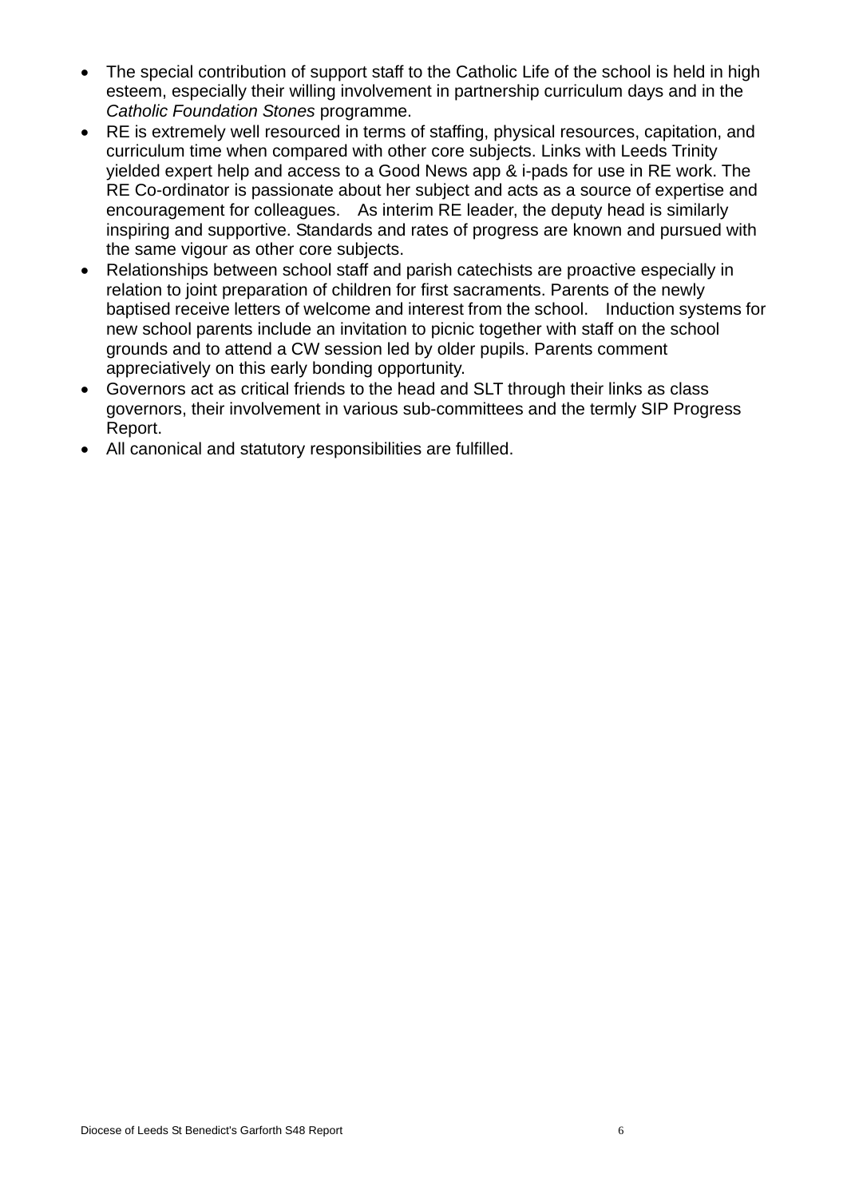- The special contribution of support staff to the Catholic Life of the school is held in high esteem, especially their willing involvement in partnership curriculum days and in the *Catholic Foundation Stones* programme.
- RE is extremely well resourced in terms of staffing, physical resources, capitation, and curriculum time when compared with other core subjects. Links with Leeds Trinity yielded expert help and access to a Good News app & i-pads for use in RE work. The RE Co-ordinator is passionate about her subject and acts as a source of expertise and encouragement for colleagues. As interim RE leader, the deputy head is similarly inspiring and supportive. Standards and rates of progress are known and pursued with the same vigour as other core subjects.
- Relationships between school staff and parish catechists are proactive especially in relation to joint preparation of children for first sacraments. Parents of the newly baptised receive letters of welcome and interest from the school. Induction systems for new school parents include an invitation to picnic together with staff on the school grounds and to attend a CW session led by older pupils. Parents comment appreciatively on this early bonding opportunity.
- Governors act as critical friends to the head and SLT through their links as class governors, their involvement in various sub-committees and the termly SIP Progress Report.
- All canonical and statutory responsibilities are fulfilled.